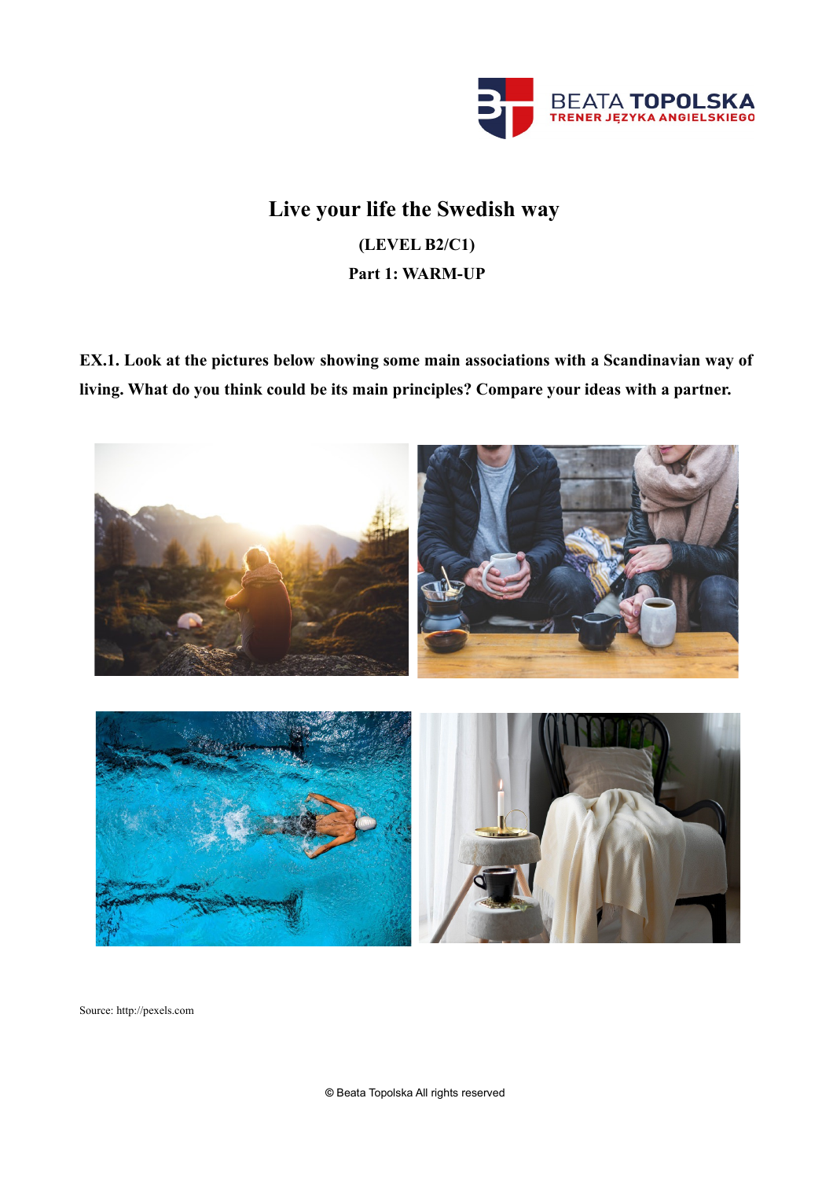# Live your life the Swedish way

**(LEVEL B2/C1)**

**Part 1: WARM-UP**

**EX.1. Look at the pictures below showing some main associations with a Scandinavian way of living. What do you think could be its main principles? Compare your ideas with a partner.**

Source: http://pexels.com

© Beata Topolska All rights reserved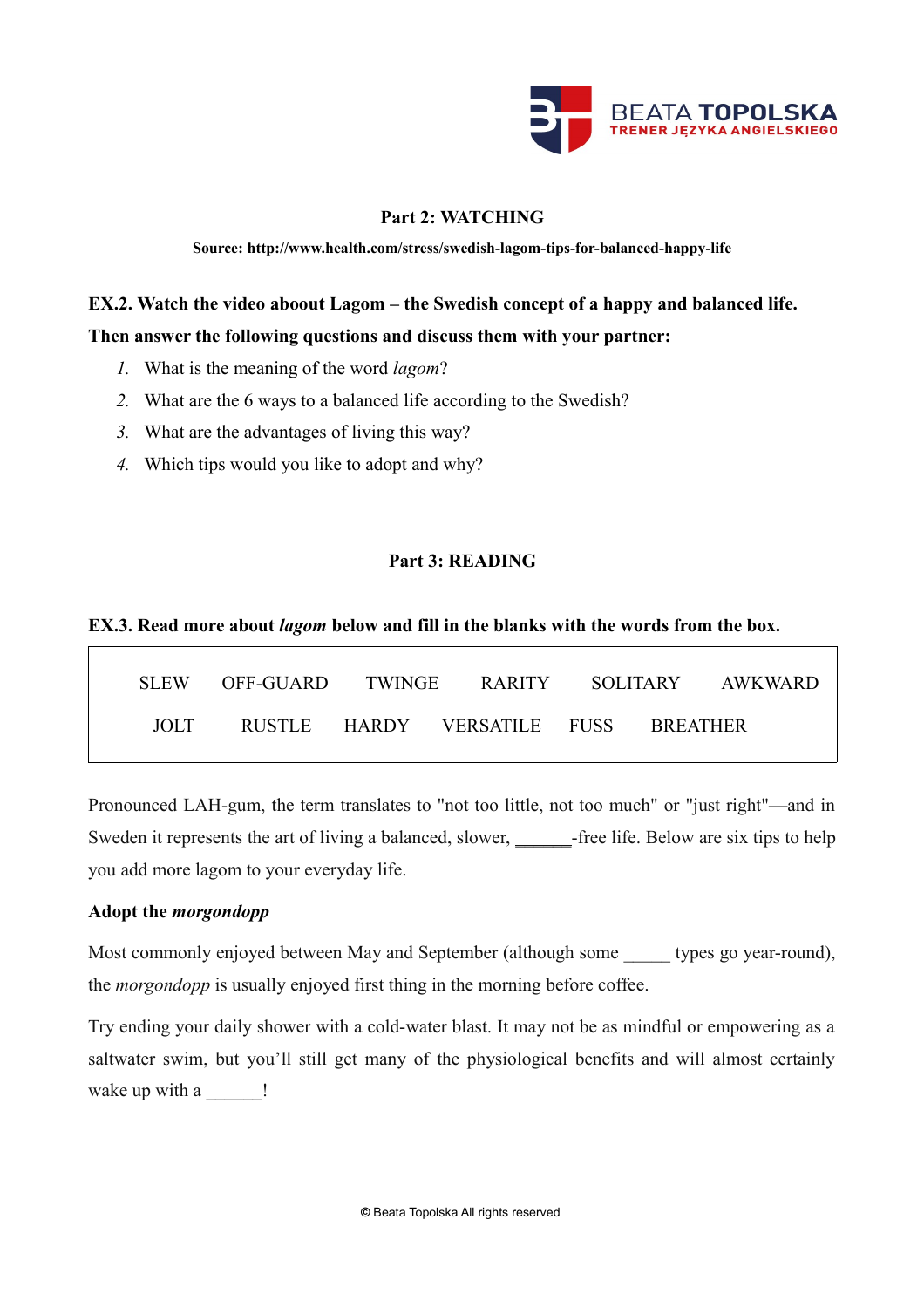## Part 2: WATCHING

**Source: http://www.health.com/stress/swedish-lagom-tips-for-balanced-happy-life**

**EX.2. Watch the video aboout Lagom – the Swedish concept of a happy and balanced life. Then answer the following questions and discuss them with your partner:**

1. What is the meaning of the word *lagom*?
2. What are the 6 ways to a balanced life according to the Swedish?
3. What are the advantages of living this way?
4. Which tips would you like to adopt and why?

## Part 3: READING

**EX.3. Read more about *lagom* below and fill in the blanks with the words from the box.**

| | | | | | |
|---|---|---|---|---|---|
| SLEW | OFF-GUARD | TWINGE | RARITY | SOLITARY | AWKWARD |
| JOLT | RUSTLE | HARDY | VERSATILE | FUSS | BREATHER |

Pronounced LAH-gum, the term translates to "not too little, not too much" or "just right"—and in Sweden it represents the art of living a balanced, slower, ______-free life. Below are six tips to help you add more lagom to your everyday life.

**Adopt the *morgondopp***

Most commonly enjoyed between May and September (although some _____ types go year-round), the *morgondopp* is usually enjoyed first thing in the morning before coffee.

Try ending your daily shower with a cold-water blast. It may not be as mindful or empowering as a saltwater swim, but you'll still get many of the physiological benefits and will almost certainly wake up with a ______!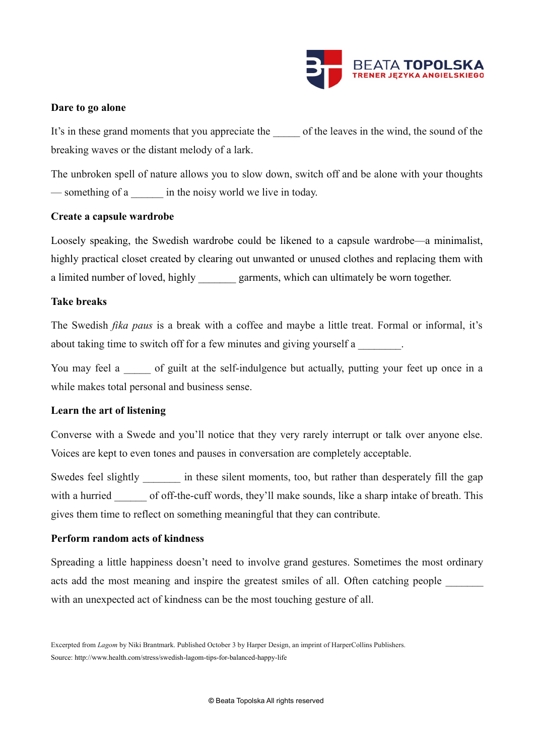**Dare to go alone**

It's in these grand moments that you appreciate the _____ of the leaves in the wind, the sound of the breaking waves or the distant melody of a lark.

The unbroken spell of nature allows you to slow down, switch off and be alone with your thoughts — something of a ______ in the noisy world we live in today.

**Create a capsule wardrobe**

Loosely speaking, the Swedish wardrobe could be likened to a capsule wardrobe—a minimalist, highly practical closet created by clearing out unwanted or unused clothes and replacing them with a limited number of loved, highly _______ garments, which can ultimately be worn together.

**Take breaks**

The Swedish *fika paus* is a break with a coffee and maybe a little treat. Formal or informal, it's about taking time to switch off for a few minutes and giving yourself a ________.

You may feel a _____ of guilt at the self-indulgence but actually, putting your feet up once in a while makes total personal and business sense.

**Learn the art of listening**

Converse with a Swede and you'll notice that they very rarely interrupt or talk over anyone else. Voices are kept to even tones and pauses in conversation are completely acceptable.

Swedes feel slightly _______ in these silent moments, too, but rather than desperately fill the gap with a hurried ______ of off-the-cuff words, they'll make sounds, like a sharp intake of breath. This gives them time to reflect on something meaningful that they can contribute.

**Perform random acts of kindness**

Spreading a little happiness doesn't need to involve grand gestures. Sometimes the most ordinary acts add the most meaning and inspire the greatest smiles of all. Often catching people _______ with an unexpected act of kindness can be the most touching gesture of all.

Excerpted from *Lagom* by Niki Brantmark. Published October 3 by Harper Design, an imprint of HarperCollins Publishers.
Source: http://www.health.com/stress/swedish-lagom-tips-for-balanced-happy-life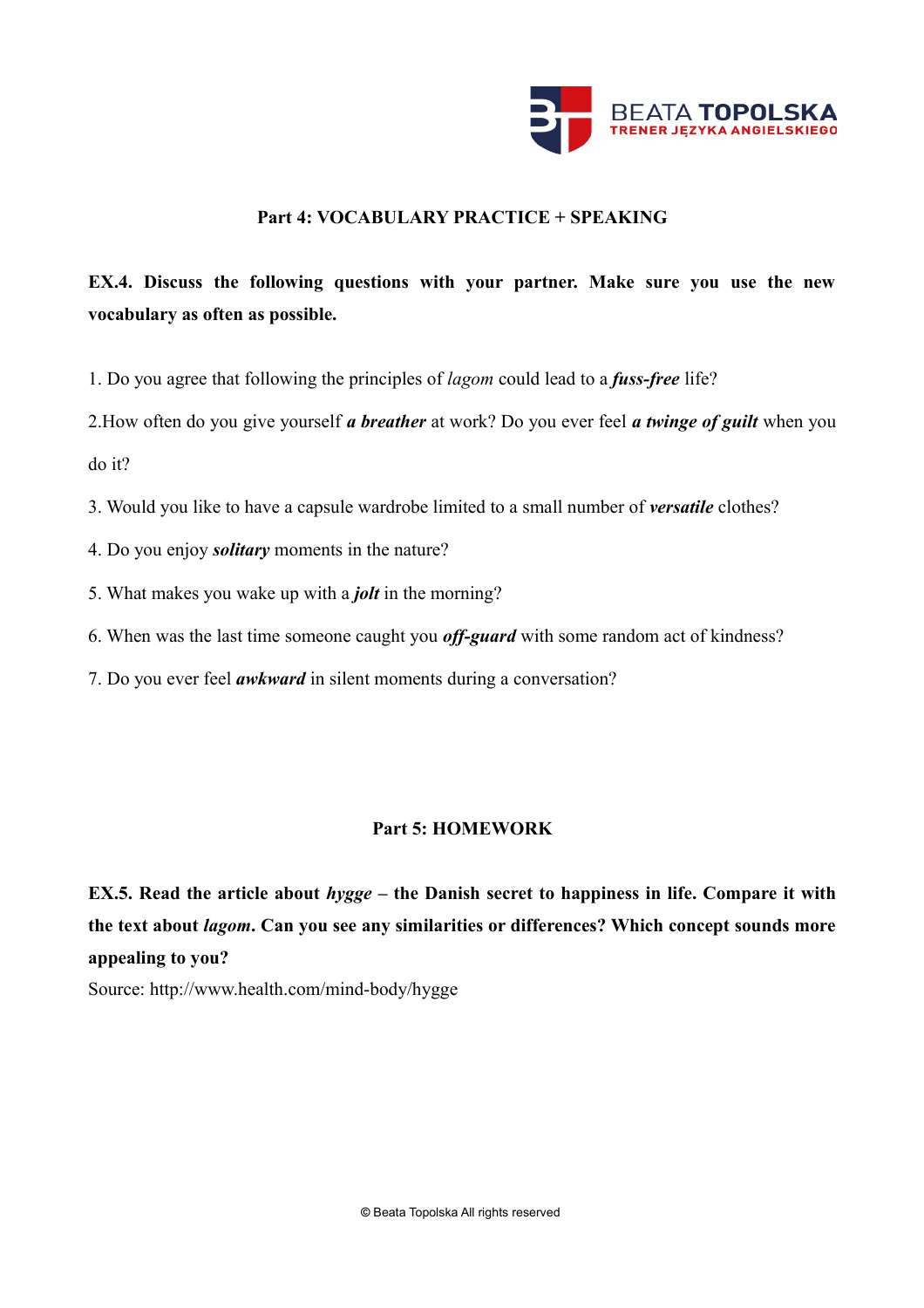## Part 4: VOCABULARY PRACTICE + SPEAKING

**EX.4. Discuss the following questions with your partner. Make sure you use the new vocabulary as often as possible.**

1. Do you agree that following the principles of *lagom* could lead to a ***fuss-free*** life?

2. How often do you give yourself ***a breather*** at work? Do you ever feel ***a twinge of guilt*** when you do it?

3. Would you like to have a capsule wardrobe limited to a small number of ***versatile*** clothes?

4. Do you enjoy ***solitary*** moments in the nature?

5. What makes you wake up with a ***jolt*** in the morning?

6. When was the last time someone caught you ***off-guard*** with some random act of kindness?

7. Do you ever feel ***awkward*** in silent moments during a conversation?

## Part 5: HOMEWORK

**EX.5. Read the article about *hygge* – the Danish secret to happiness in life. Compare it with the text about *lagom*. Can you see any similarities or differences? Which concept sounds more appealing to you?**

Source: http://www.health.com/mind-body/hygge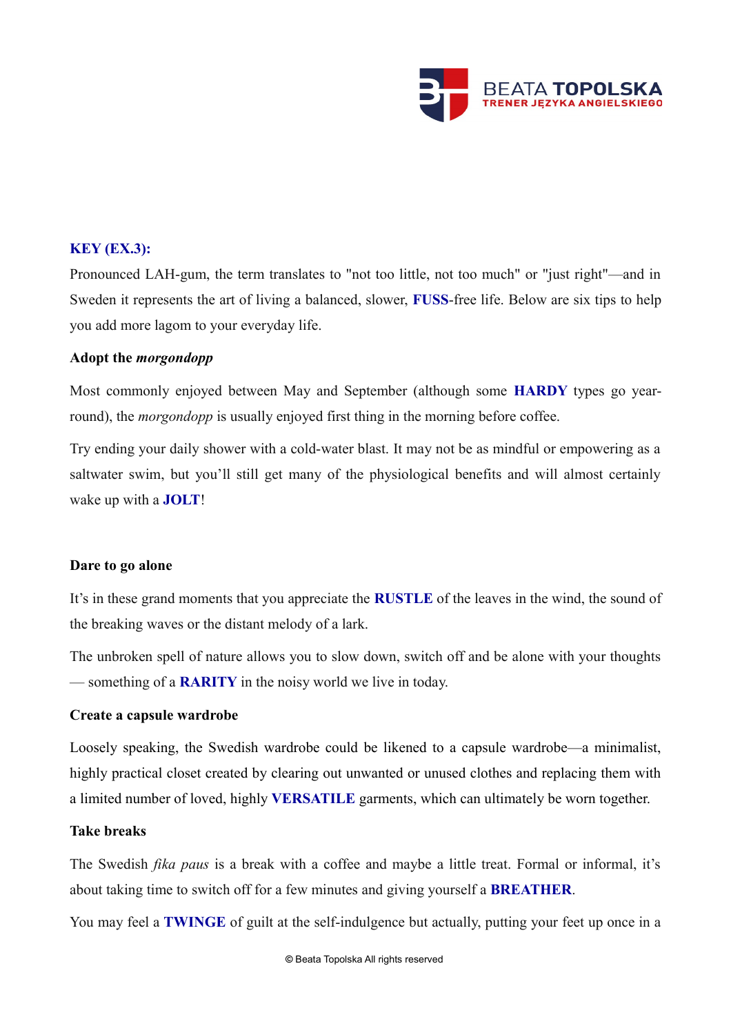**KEY (EX.3):**

Pronounced LAH-gum, the term translates to "not too little, not too much" or "just right"—and in Sweden it represents the art of living a balanced, slower, **FUSS**-free life. Below are six tips to help you add more lagom to your everyday life.

**Adopt the *morgondopp***

Most commonly enjoyed between May and September (although some **HARDY** types go year-round), the *morgondopp* is usually enjoyed first thing in the morning before coffee.

Try ending your daily shower with a cold-water blast. It may not be as mindful or empowering as a saltwater swim, but you'll still get many of the physiological benefits and will almost certainly wake up with a **JOLT**!

**Dare to go alone**

It's in these grand moments that you appreciate the **RUSTLE** of the leaves in the wind, the sound of the breaking waves or the distant melody of a lark.

The unbroken spell of nature allows you to slow down, switch off and be alone with your thoughts — something of a **RARITY** in the noisy world we live in today.

**Create a capsule wardrobe**

Loosely speaking, the Swedish wardrobe could be likened to a capsule wardrobe—a minimalist, highly practical closet created by clearing out unwanted or unused clothes and replacing them with a limited number of loved, highly **VERSATILE** garments, which can ultimately be worn together.

**Take breaks**

The Swedish *fika paus* is a break with a coffee and maybe a little treat. Formal or informal, it's about taking time to switch off for a few minutes and giving yourself a **BREATHER**.

You may feel a **TWINGE** of guilt at the self-indulgence but actually, putting your feet up once in a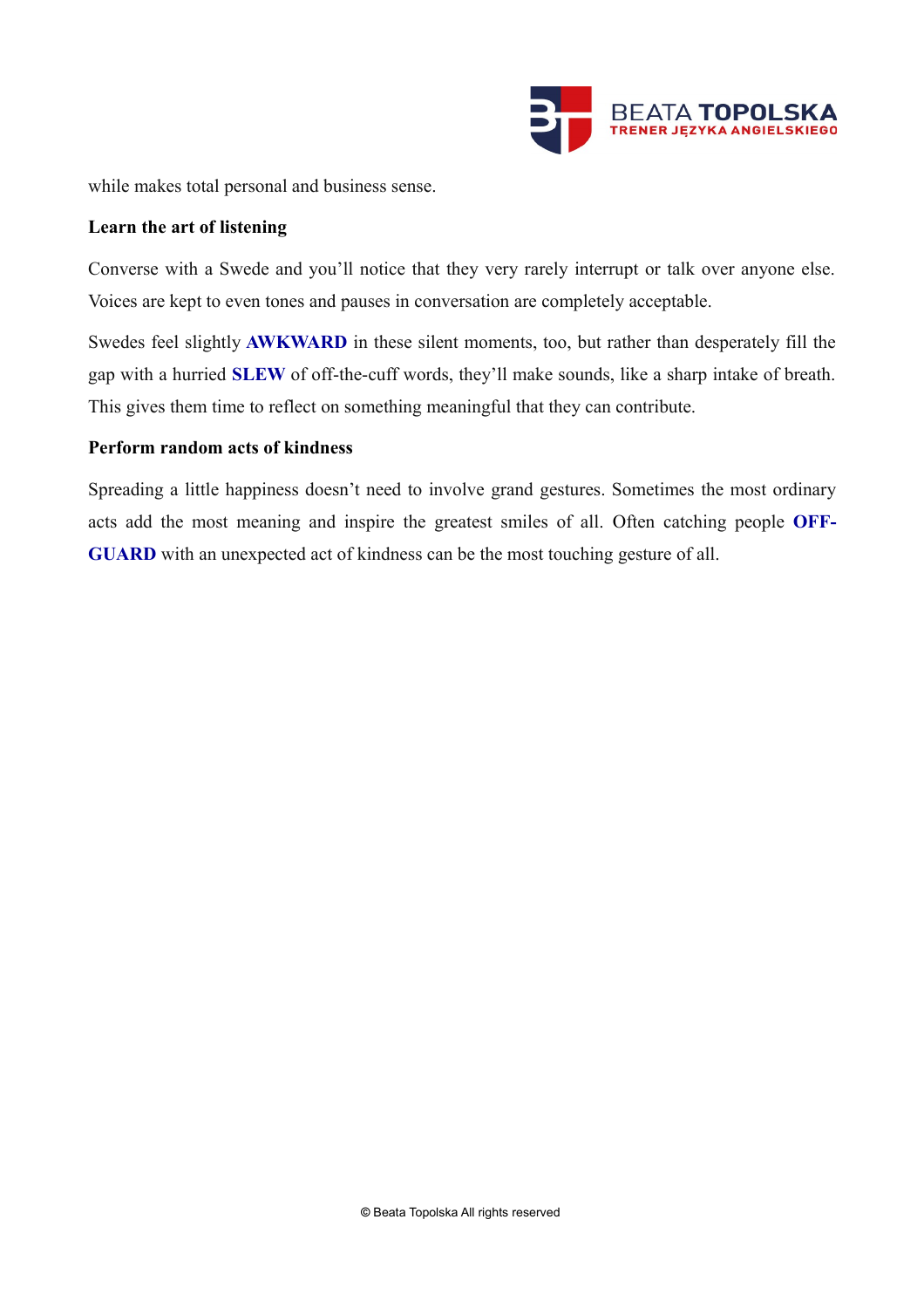while makes total personal and business sense.

**Learn the art of listening**

Converse with a Swede and you'll notice that they very rarely interrupt or talk over anyone else. Voices are kept to even tones and pauses in conversation are completely acceptable.

Swedes feel slightly **AWKWARD** in these silent moments, too, but rather than desperately fill the gap with a hurried **SLEW** of off-the-cuff words, they'll make sounds, like a sharp intake of breath. This gives them time to reflect on something meaningful that they can contribute.

**Perform random acts of kindness**

Spreading a little happiness doesn't need to involve grand gestures. Sometimes the most ordinary acts add the most meaning and inspire the greatest smiles of all. Often catching people **OFF-GUARD** with an unexpected act of kindness can be the most touching gesture of all.